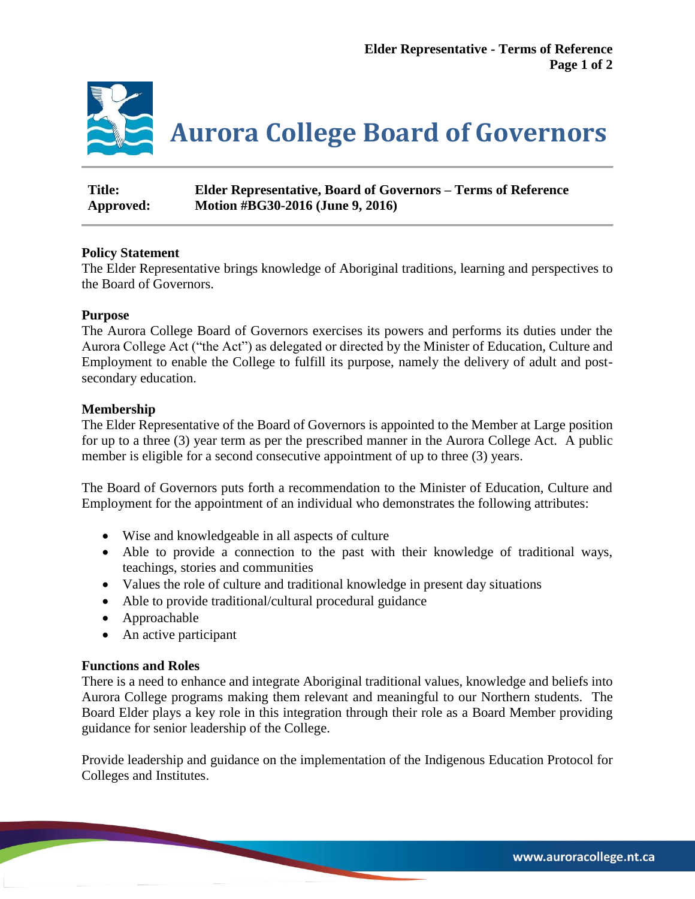# Aurora College Board of Governors

**Title:** Elder Representative, Board of Governors – Terms of Reference
**Approved:** Motion #BG30-2016 (June 9, 2016)

## Policy Statement

The Elder Representative brings knowledge of Aboriginal traditions, learning and perspectives to the Board of Governors.

## Purpose

The Aurora College Board of Governors exercises its powers and performs its duties under the Aurora College Act ("the Act") as delegated or directed by the Minister of Education, Culture and Employment to enable the College to fulfill its purpose, namely the delivery of adult and post-secondary education.

## Membership

The Elder Representative of the Board of Governors is appointed to the Member at Large position for up to a three (3) year term as per the prescribed manner in the Aurora College Act. A public member is eligible for a second consecutive appointment of up to three (3) years.

The Board of Governors puts forth a recommendation to the Minister of Education, Culture and Employment for the appointment of an individual who demonstrates the following attributes:

- Wise and knowledgeable in all aspects of culture
- Able to provide a connection to the past with their knowledge of traditional ways, teachings, stories and communities
- Values the role of culture and traditional knowledge in present day situations
- Able to provide traditional/cultural procedural guidance
- Approachable
- An active participant

## Functions and Roles

There is a need to enhance and integrate Aboriginal traditional values, knowledge and beliefs into Aurora College programs making them relevant and meaningful to our Northern students. The Board Elder plays a key role in this integration through their role as a Board Member providing guidance for senior leadership of the College.

Provide leadership and guidance on the implementation of the Indigenous Education Protocol for Colleges and Institutes.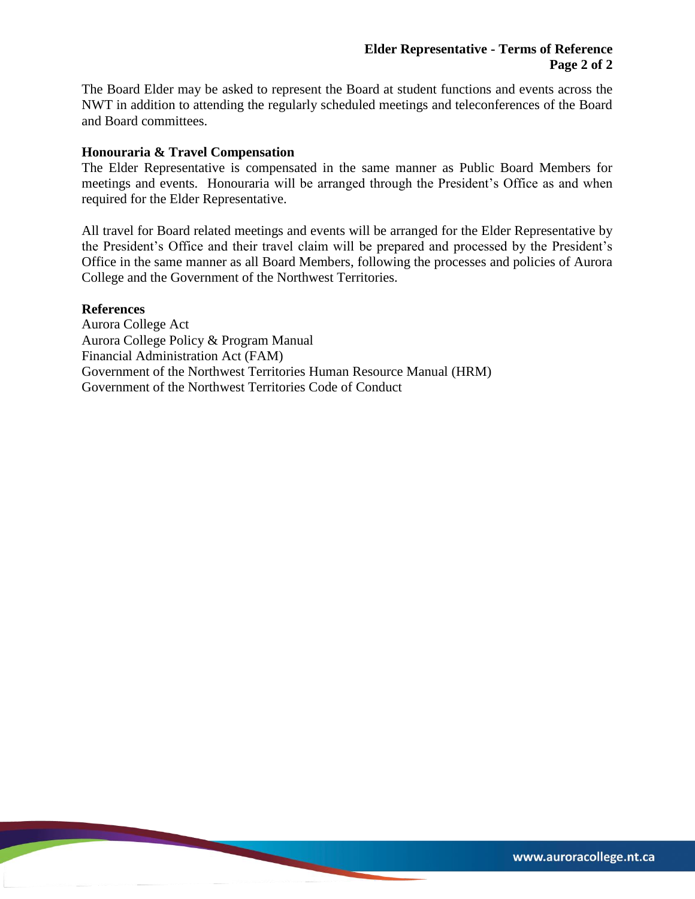The Board Elder may be asked to represent the Board at student functions and events across the NWT in addition to attending the regularly scheduled meetings and teleconferences of the Board and Board committees.

**Honouraria & Travel Compensation**

The Elder Representative is compensated in the same manner as Public Board Members for meetings and events. Honouraria will be arranged through the President's Office as and when required for the Elder Representative.

All travel for Board related meetings and events will be arranged for the Elder Representative by the President's Office and their travel claim will be prepared and processed by the President's Office in the same manner as all Board Members, following the processes and policies of Aurora College and the Government of the Northwest Territories.

**References**

Aurora College Act
Aurora College Policy & Program Manual
Financial Administration Act (FAM)
Government of the Northwest Territories Human Resource Manual (HRM)
Government of the Northwest Territories Code of Conduct